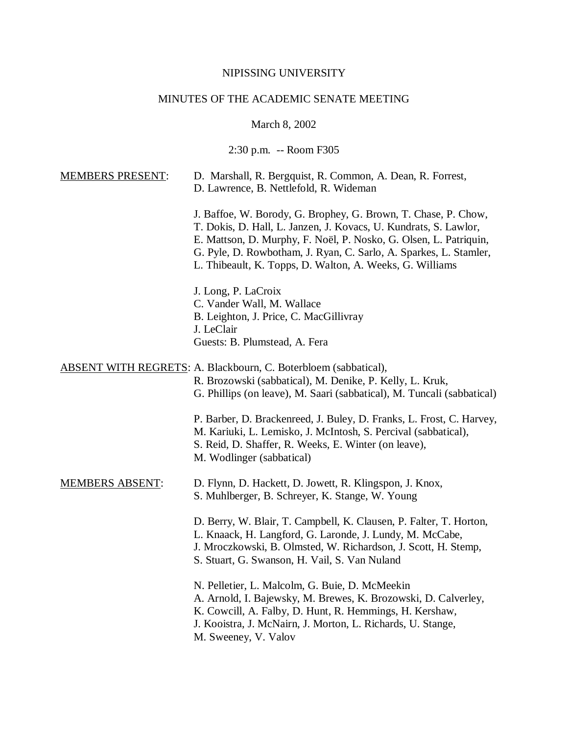NIPISSING UNIVERSITY

MINUTES OF THE ACADEMIC SENATE MEETING

March 8, 2002

2:30 p.m. -- Room F305

MEMBERS PRESENT: D. Marshall, R. Bergquist, R. Common, A. Dean, R. Forrest, D. Lawrence, B. Nettlefold, R. Wideman

J. Baffoe, W. Borody, G. Brophey, G. Brown, T. Chase, P. Chow, T. Dokis, D. Hall, L. Janzen, J. Kovacs, U. Kundrats, S. Lawlor, E. Mattson, D. Murphy, F. Noël, P. Nosko, G. Olsen, L. Patriquin, G. Pyle, D. Rowbotham, J. Ryan, C. Sarlo, A. Sparkes, L. Stamler, L. Thibeault, K. Topps, D. Walton, A. Weeks, G. Williams

J. Long, P. LaCroix
C. Vander Wall, M. Wallace
B. Leighton, J. Price, C. MacGillivray
J. LeClair
Guests: B. Plumstead, A. Fera

ABSENT WITH REGRETS: A. Blackbourn, C. Boterbloem (sabbatical), R. Brozowski (sabbatical), M. Denike, P. Kelly, L. Kruk, G. Phillips (on leave), M. Saari (sabbatical), M. Tuncali (sabbatical)

P. Barber, D. Brackenreed, J. Buley, D. Franks, L. Frost, C. Harvey, M. Kariuki, L. Lemisko, J. McIntosh, S. Percival (sabbatical), S. Reid, D. Shaffer, R. Weeks, E. Winter (on leave), M. Wodlinger (sabbatical)

MEMBERS ABSENT: D. Flynn, D. Hackett, D. Jowett, R. Klingspon, J. Knox, S. Muhlberger, B. Schreyer, K. Stange, W. Young

D. Berry, W. Blair, T. Campbell, K. Clausen, P. Falter, T. Horton, L. Knaack, H. Langford, G. Laronde, J. Lundy, M. McCabe, J. Mroczkowski, B. Olmsted, W. Richardson, J. Scott, H. Stemp, S. Stuart, G. Swanson, H. Vail, S. Van Nuland

N. Pelletier, L. Malcolm, G. Buie, D. McMeekin
A. Arnold, I. Bajewsky, M. Brewes, K. Brozowski, D. Calverley, K. Cowcill, A. Falby, D. Hunt, R. Hemmings, H. Kershaw, J. Kooistra, J. McNairn, J. Morton, L. Richards, U. Stange, M. Sweeney, V. Valov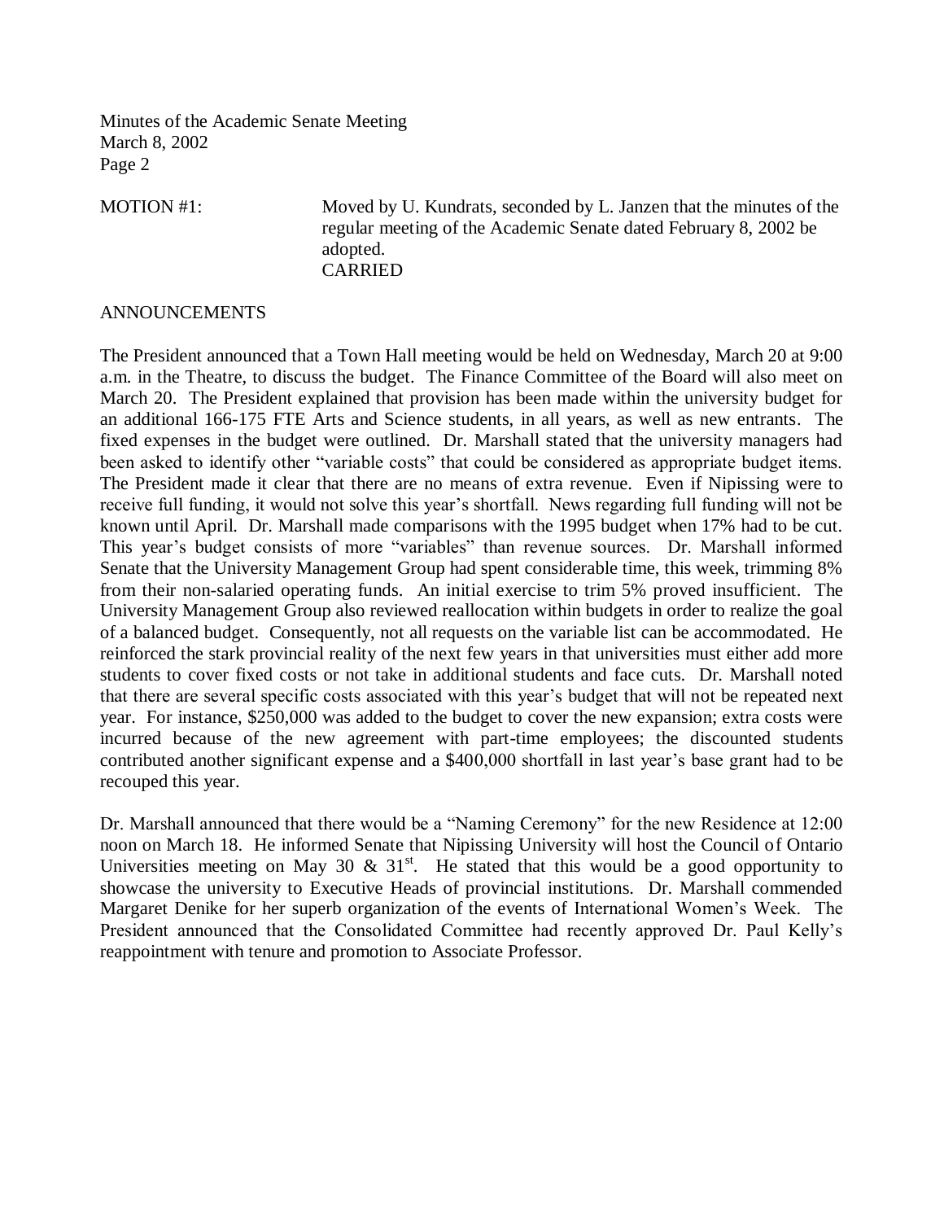MOTION #1: Moved by U. Kundrats, seconded by L. Janzen that the minutes of the regular meeting of the Academic Senate dated February 8, 2002 be adopted.
CARRIED

ANNOUNCEMENTS

The President announced that a Town Hall meeting would be held on Wednesday, March 20 at 9:00 a.m. in the Theatre, to discuss the budget. The Finance Committee of the Board will also meet on March 20. The President explained that provision has been made within the university budget for an additional 166-175 FTE Arts and Science students, in all years, as well as new entrants. The fixed expenses in the budget were outlined. Dr. Marshall stated that the university managers had been asked to identify other "variable costs" that could be considered as appropriate budget items. The President made it clear that there are no means of extra revenue. Even if Nipissing were to receive full funding, it would not solve this year's shortfall. News regarding full funding will not be known until April. Dr. Marshall made comparisons with the 1995 budget when 17% had to be cut. This year's budget consists of more "variables" than revenue sources. Dr. Marshall informed Senate that the University Management Group had spent considerable time, this week, trimming 8% from their non-salaried operating funds. An initial exercise to trim 5% proved insufficient. The University Management Group also reviewed reallocation within budgets in order to realize the goal of a balanced budget. Consequently, not all requests on the variable list can be accommodated. He reinforced the stark provincial reality of the next few years in that universities must either add more students to cover fixed costs or not take in additional students and face cuts. Dr. Marshall noted that there are several specific costs associated with this year's budget that will not be repeated next year. For instance, $250,000 was added to the budget to cover the new expansion; extra costs were incurred because of the new agreement with part-time employees; the discounted students contributed another significant expense and a $400,000 shortfall in last year's base grant had to be recouped this year.

Dr. Marshall announced that there would be a "Naming Ceremony" for the new Residence at 12:00 noon on March 18. He informed Senate that Nipissing University will host the Council of Ontario Universities meeting on May 30 & 31st. He stated that this would be a good opportunity to showcase the university to Executive Heads of provincial institutions. Dr. Marshall commended Margaret Denike for her superb organization of the events of International Women's Week. The President announced that the Consolidated Committee had recently approved Dr. Paul Kelly's reappointment with tenure and promotion to Associate Professor.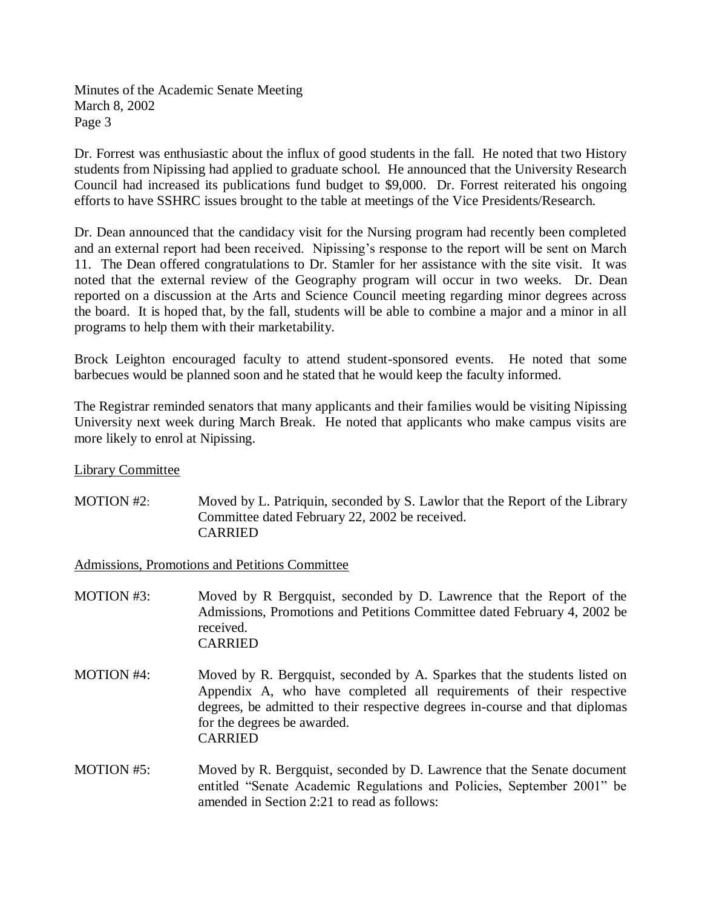Dr. Forrest was enthusiastic about the influx of good students in the fall. He noted that two History students from Nipissing had applied to graduate school. He announced that the University Research Council had increased its publications fund budget to $9,000. Dr. Forrest reiterated his ongoing efforts to have SSHRC issues brought to the table at meetings of the Vice Presidents/Research.

Dr. Dean announced that the candidacy visit for the Nursing program had recently been completed and an external report had been received. Nipissing's response to the report will be sent on March 11. The Dean offered congratulations to Dr. Stamler for her assistance with the site visit. It was noted that the external review of the Geography program will occur in two weeks. Dr. Dean reported on a discussion at the Arts and Science Council meeting regarding minor degrees across the board. It is hoped that, by the fall, students will be able to combine a major and a minor in all programs to help them with their marketability.

Brock Leighton encouraged faculty to attend student-sponsored events. He noted that some barbecues would be planned soon and he stated that he would keep the faculty informed.

The Registrar reminded senators that many applicants and their families would be visiting Nipissing University next week during March Break. He noted that applicants who make campus visits are more likely to enrol at Nipissing.

<u>Library Committee</u>

MOTION #2: Moved by L. Patriquin, seconded by S. Lawlor that the Report of the Library Committee dated February 22, 2002 be received.
CARRIED

<u>Admissions, Promotions and Petitions Committee</u>

MOTION #3: Moved by R Bergquist, seconded by D. Lawrence that the Report of the Admissions, Promotions and Petitions Committee dated February 4, 2002 be received.
CARRIED

MOTION #4: Moved by R. Bergquist, seconded by A. Sparkes that the students listed on Appendix A, who have completed all requirements of their respective degrees, be admitted to their respective degrees in-course and that diplomas for the degrees be awarded.
CARRIED

MOTION #5: Moved by R. Bergquist, seconded by D. Lawrence that the Senate document entitled "Senate Academic Regulations and Policies, September 2001" be amended in Section 2:21 to read as follows: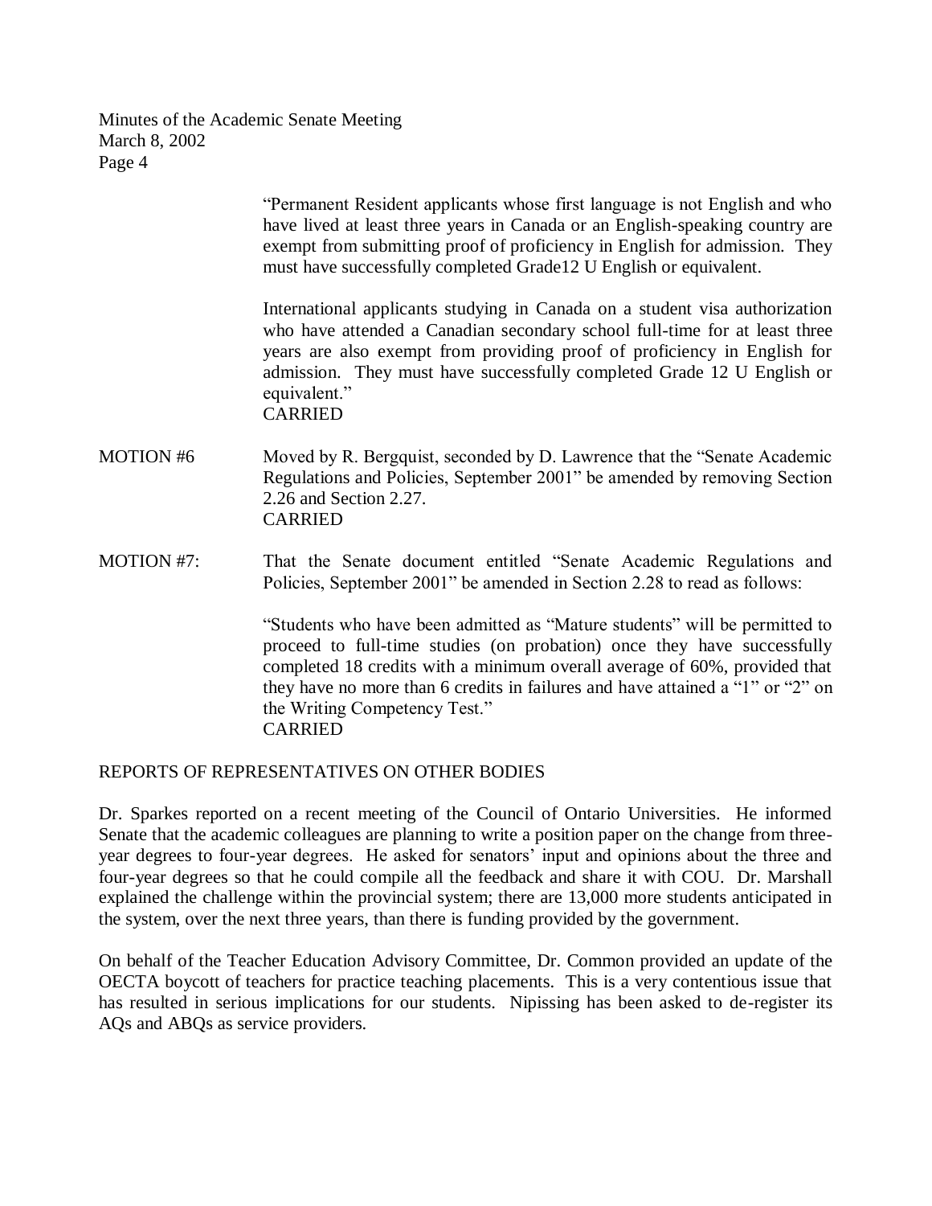"Permanent Resident applicants whose first language is not English and who have lived at least three years in Canada or an English-speaking country are exempt from submitting proof of proficiency in English for admission. They must have successfully completed Grade12 U English or equivalent.

International applicants studying in Canada on a student visa authorization who have attended a Canadian secondary school full-time for at least three years are also exempt from providing proof of proficiency in English for admission. They must have successfully completed Grade 12 U English or equivalent."
CARRIED

MOTION #6 Moved by R. Bergquist, seconded by D. Lawrence that the "Senate Academic Regulations and Policies, September 2001" be amended by removing Section 2.26 and Section 2.27.
CARRIED

MOTION #7: That the Senate document entitled "Senate Academic Regulations and Policies, September 2001" be amended in Section 2.28 to read as follows:

"Students who have been admitted as "Mature students" will be permitted to proceed to full-time studies (on probation) once they have successfully completed 18 credits with a minimum overall average of 60%, provided that they have no more than 6 credits in failures and have attained a "1" or "2" on the Writing Competency Test."
CARRIED

## REPORTS OF REPRESENTATIVES ON OTHER BODIES

Dr. Sparkes reported on a recent meeting of the Council of Ontario Universities. He informed Senate that the academic colleagues are planning to write a position paper on the change from three-year degrees to four-year degrees. He asked for senators' input and opinions about the three and four-year degrees so that he could compile all the feedback and share it with COU. Dr. Marshall explained the challenge within the provincial system; there are 13,000 more students anticipated in the system, over the next three years, than there is funding provided by the government.

On behalf of the Teacher Education Advisory Committee, Dr. Common provided an update of the OECTA boycott of teachers for practice teaching placements. This is a very contentious issue that has resulted in serious implications for our students. Nipissing has been asked to de-register its AQs and ABQs as service providers.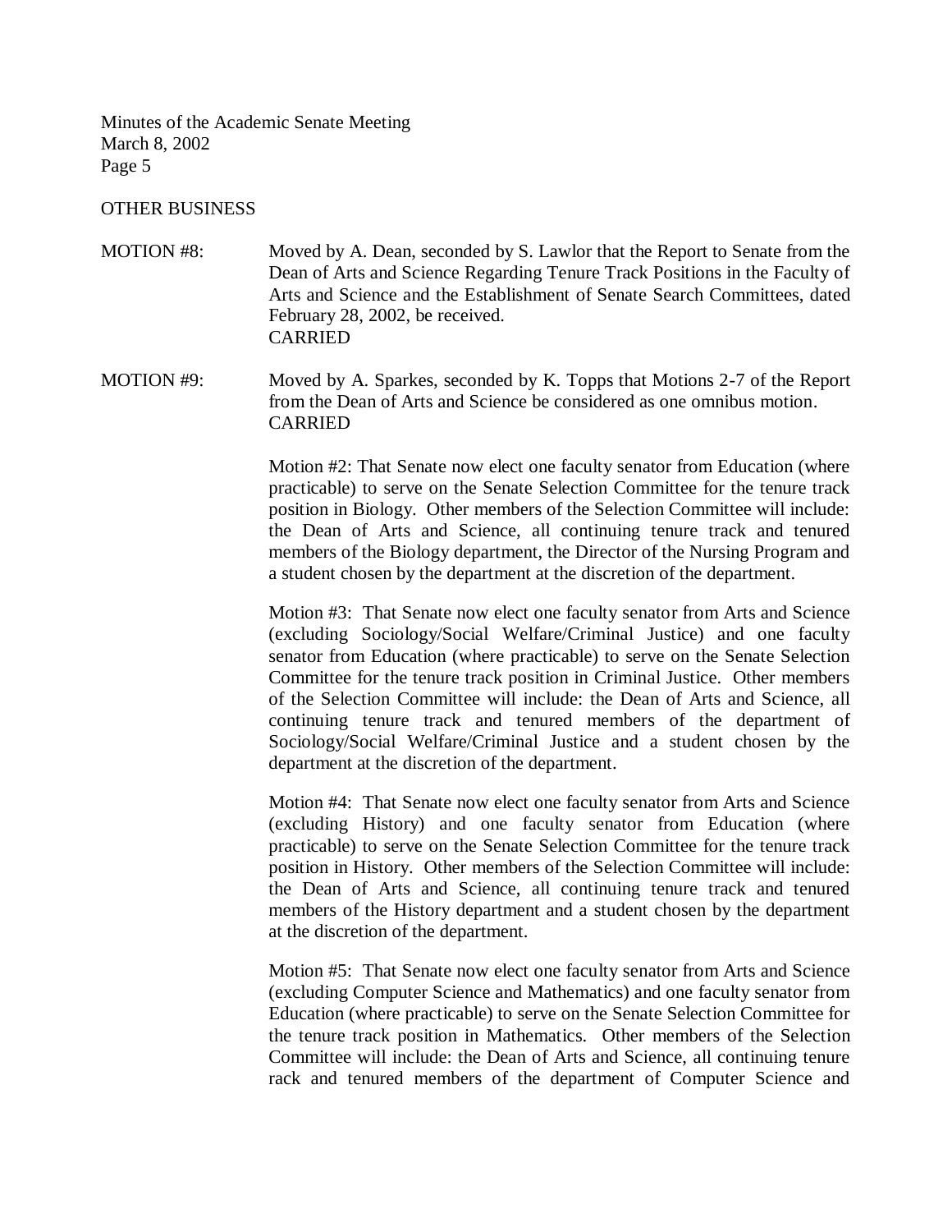## OTHER BUSINESS

MOTION #8: Moved by A. Dean, seconded by S. Lawlor that the Report to Senate from the Dean of Arts and Science Regarding Tenure Track Positions in the Faculty of Arts and Science and the Establishment of Senate Search Committees, dated February 28, 2002, be received.
CARRIED

MOTION #9: Moved by A. Sparkes, seconded by K. Topps that Motions 2-7 of the Report from the Dean of Arts and Science be considered as one omnibus motion.
CARRIED

Motion #2: That Senate now elect one faculty senator from Education (where practicable) to serve on the Senate Selection Committee for the tenure track position in Biology. Other members of the Selection Committee will include: the Dean of Arts and Science, all continuing tenure track and tenured members of the Biology department, the Director of the Nursing Program and a student chosen by the department at the discretion of the department.

Motion #3: That Senate now elect one faculty senator from Arts and Science (excluding Sociology/Social Welfare/Criminal Justice) and one faculty senator from Education (where practicable) to serve on the Senate Selection Committee for the tenure track position in Criminal Justice. Other members of the Selection Committee will include: the Dean of Arts and Science, all continuing tenure track and tenured members of the department of Sociology/Social Welfare/Criminal Justice and a student chosen by the department at the discretion of the department.

Motion #4: That Senate now elect one faculty senator from Arts and Science (excluding History) and one faculty senator from Education (where practicable) to serve on the Senate Selection Committee for the tenure track position in History. Other members of the Selection Committee will include: the Dean of Arts and Science, all continuing tenure track and tenured members of the History department and a student chosen by the department at the discretion of the department.

Motion #5: That Senate now elect one faculty senator from Arts and Science (excluding Computer Science and Mathematics) and one faculty senator from Education (where practicable) to serve on the Senate Selection Committee for the tenure track position in Mathematics. Other members of the Selection Committee will include: the Dean of Arts and Science, all continuing tenure rack and tenured members of the department of Computer Science and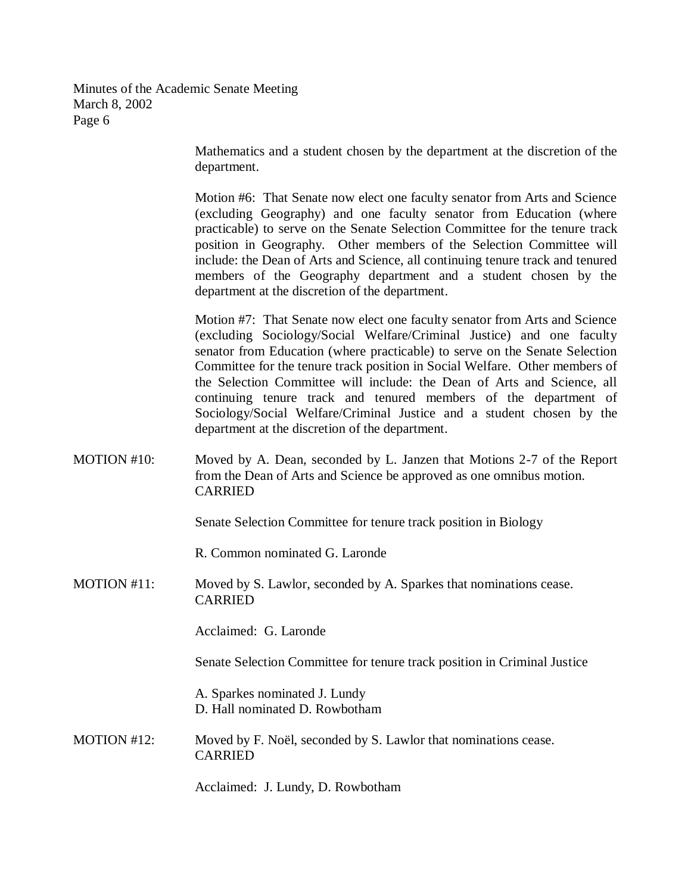Mathematics and a student chosen by the department at the discretion of the department.

Motion #6: That Senate now elect one faculty senator from Arts and Science (excluding Geography) and one faculty senator from Education (where practicable) to serve on the Senate Selection Committee for the tenure track position in Geography. Other members of the Selection Committee will include: the Dean of Arts and Science, all continuing tenure track and tenured members of the Geography department and a student chosen by the department at the discretion of the department.

Motion #7: That Senate now elect one faculty senator from Arts and Science (excluding Sociology/Social Welfare/Criminal Justice) and one faculty senator from Education (where practicable) to serve on the Senate Selection Committee for the tenure track position in Social Welfare. Other members of the Selection Committee will include: the Dean of Arts and Science, all continuing tenure track and tenured members of the department of Sociology/Social Welfare/Criminal Justice and a student chosen by the department at the discretion of the department.

MOTION #10: Moved by A. Dean, seconded by L. Janzen that Motions 2-7 of the Report from the Dean of Arts and Science be approved as one omnibus motion.
CARRIED

Senate Selection Committee for tenure track position in Biology

R. Common nominated G. Laronde

MOTION #11: Moved by S. Lawlor, seconded by A. Sparkes that nominations cease.
CARRIED

Acclaimed: G. Laronde

Senate Selection Committee for tenure track position in Criminal Justice

A. Sparkes nominated J. Lundy
D. Hall nominated D. Rowbotham

MOTION #12: Moved by F. Noël, seconded by S. Lawlor that nominations cease.
CARRIED

Acclaimed: J. Lundy, D. Rowbotham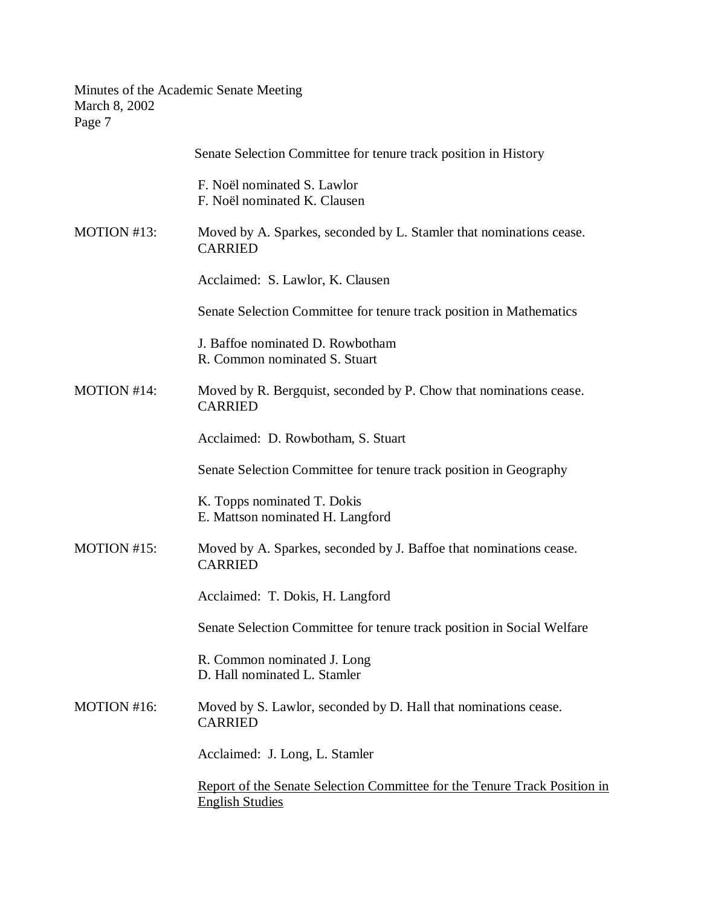Senate Selection Committee for tenure track position in History

F. Noël nominated S. Lawlor
F. Noël nominated K. Clausen

MOTION #13: Moved by A. Sparkes, seconded by L. Stamler that nominations cease. CARRIED

Acclaimed: S. Lawlor, K. Clausen

Senate Selection Committee for tenure track position in Mathematics

J. Baffoe nominated D. Rowbotham
R. Common nominated S. Stuart

MOTION #14: Moved by R. Bergquist, seconded by P. Chow that nominations cease. CARRIED

Acclaimed: D. Rowbotham, S. Stuart

Senate Selection Committee for tenure track position in Geography

K. Topps nominated T. Dokis
E. Mattson nominated H. Langford

MOTION #15: Moved by A. Sparkes, seconded by J. Baffoe that nominations cease. CARRIED

Acclaimed: T. Dokis, H. Langford

Senate Selection Committee for tenure track position in Social Welfare

R. Common nominated J. Long
D. Hall nominated L. Stamler

MOTION #16: Moved by S. Lawlor, seconded by D. Hall that nominations cease. CARRIED

Acclaimed: J. Long, L. Stamler

<u>Report of the Senate Selection Committee for the Tenure Track Position in English Studies</u>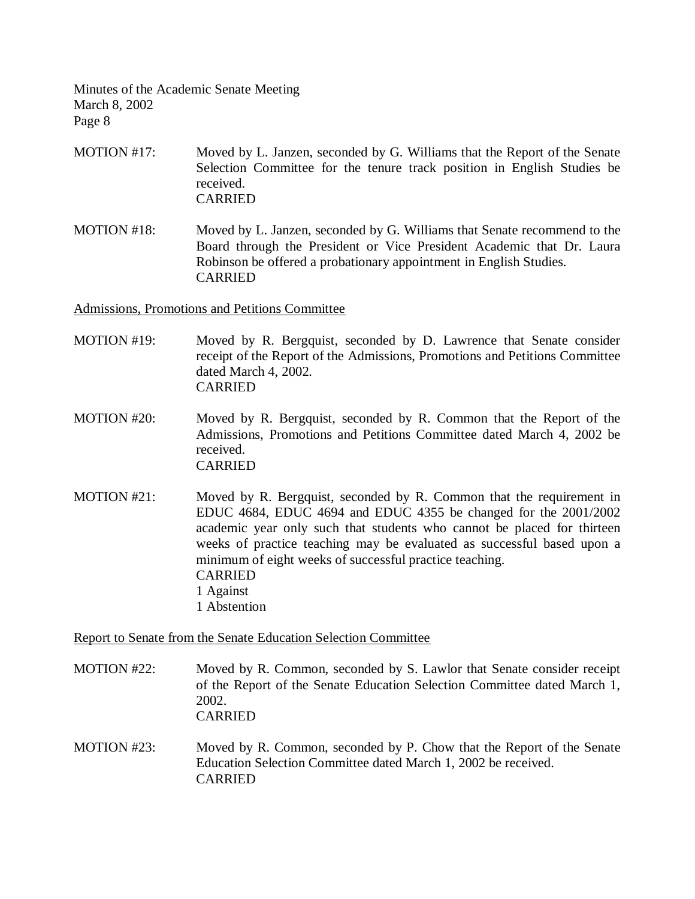MOTION #17: Moved by L. Janzen, seconded by G. Williams that the Report of the Senate Selection Committee for the tenure track position in English Studies be received.
CARRIED

MOTION #18: Moved by L. Janzen, seconded by G. Williams that Senate recommend to the Board through the President or Vice President Academic that Dr. Laura Robinson be offered a probationary appointment in English Studies.
CARRIED

Admissions, Promotions and Petitions Committee

MOTION #19: Moved by R. Bergquist, seconded by D. Lawrence that Senate consider receipt of the Report of the Admissions, Promotions and Petitions Committee dated March 4, 2002.
CARRIED

MOTION #20: Moved by R. Bergquist, seconded by R. Common that the Report of the Admissions, Promotions and Petitions Committee dated March 4, 2002 be received.
CARRIED

MOTION #21: Moved by R. Bergquist, seconded by R. Common that the requirement in EDUC 4684, EDUC 4694 and EDUC 4355 be changed for the 2001/2002 academic year only such that students who cannot be placed for thirteen weeks of practice teaching may be evaluated as successful based upon a minimum of eight weeks of successful practice teaching.
CARRIED
1 Against
1 Abstention

Report to Senate from the Senate Education Selection Committee

MOTION #22: Moved by R. Common, seconded by S. Lawlor that Senate consider receipt of the Report of the Senate Education Selection Committee dated March 1, 2002.
CARRIED

MOTION #23: Moved by R. Common, seconded by P. Chow that the Report of the Senate Education Selection Committee dated March 1, 2002 be received.
CARRIED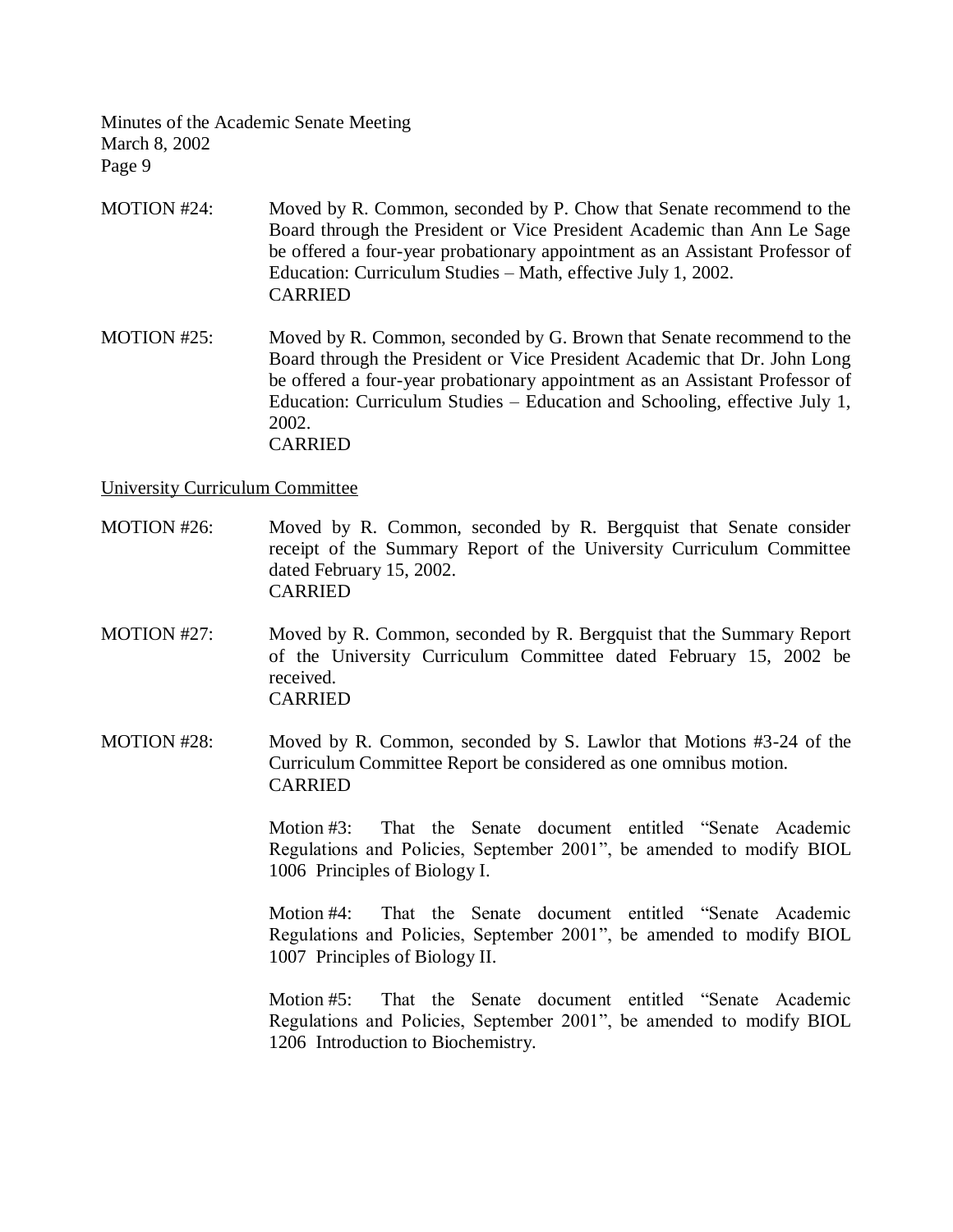MOTION #24: Moved by R. Common, seconded by P. Chow that Senate recommend to the Board through the President or Vice President Academic than Ann Le Sage be offered a four-year probationary appointment as an Assistant Professor of Education: Curriculum Studies – Math, effective July 1, 2002.
CARRIED

MOTION #25: Moved by R. Common, seconded by G. Brown that Senate recommend to the Board through the President or Vice President Academic that Dr. John Long be offered a four-year probationary appointment as an Assistant Professor of Education: Curriculum Studies – Education and Schooling, effective July 1, 2002.
CARRIED

University Curriculum Committee

MOTION #26: Moved by R. Common, seconded by R. Bergquist that Senate consider receipt of the Summary Report of the University Curriculum Committee dated February 15, 2002.
CARRIED

MOTION #27: Moved by R. Common, seconded by R. Bergquist that the Summary Report of the University Curriculum Committee dated February 15, 2002 be received.
CARRIED

MOTION #28: Moved by R. Common, seconded by S. Lawlor that Motions #3-24 of the Curriculum Committee Report be considered as one omnibus motion.
CARRIED

Motion #3: That the Senate document entitled "Senate Academic Regulations and Policies, September 2001", be amended to modify BIOL 1006 Principles of Biology I.

Motion #4: That the Senate document entitled "Senate Academic Regulations and Policies, September 2001", be amended to modify BIOL 1007 Principles of Biology II.

Motion #5: That the Senate document entitled "Senate Academic Regulations and Policies, September 2001", be amended to modify BIOL 1206 Introduction to Biochemistry.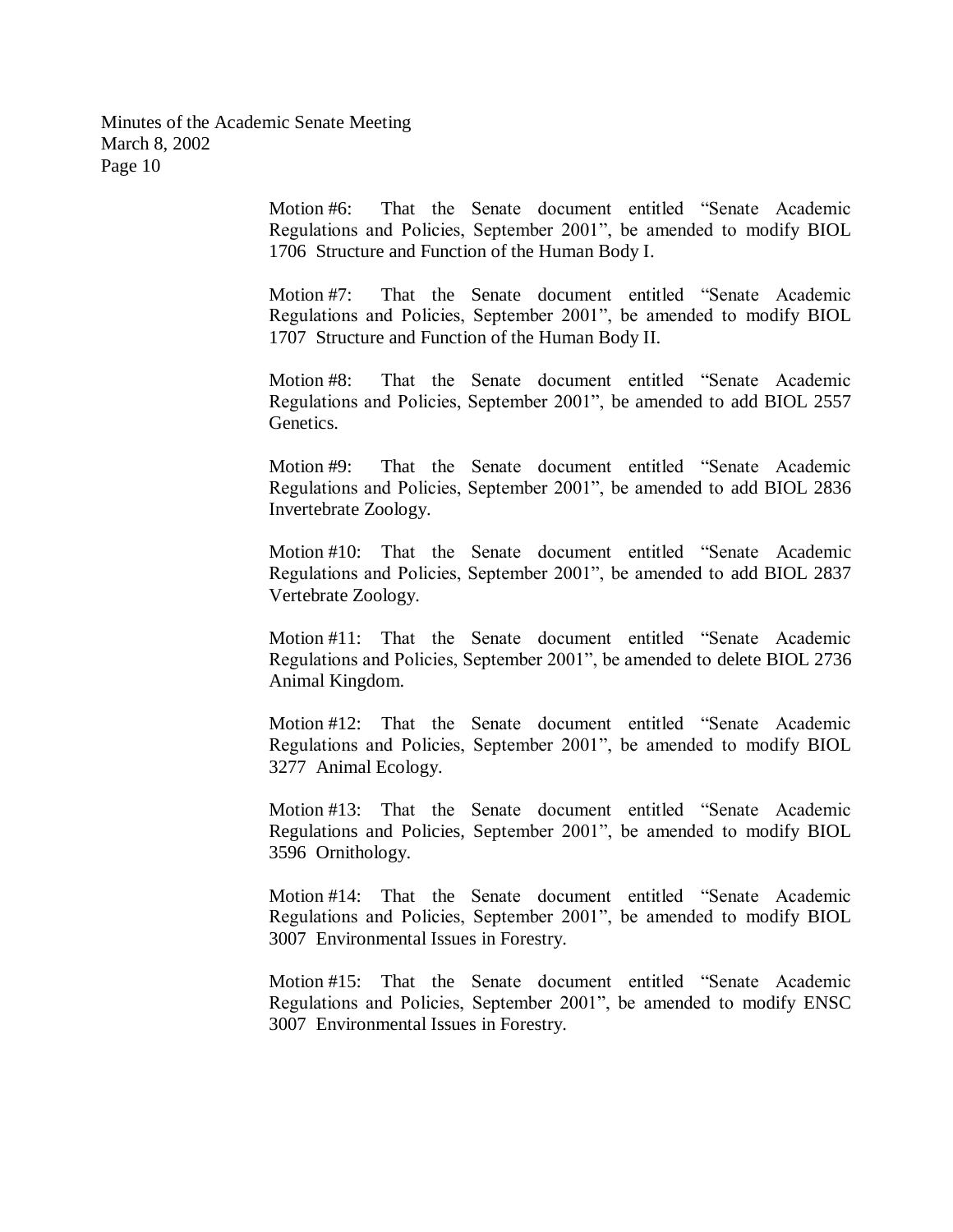Motion #6: That the Senate document entitled "Senate Academic Regulations and Policies, September 2001", be amended to modify BIOL 1706 Structure and Function of the Human Body I.

Motion #7: That the Senate document entitled "Senate Academic Regulations and Policies, September 2001", be amended to modify BIOL 1707 Structure and Function of the Human Body II.

Motion #8: That the Senate document entitled "Senate Academic Regulations and Policies, September 2001", be amended to add BIOL 2557 Genetics.

Motion #9: That the Senate document entitled "Senate Academic Regulations and Policies, September 2001", be amended to add BIOL 2836 Invertebrate Zoology.

Motion #10: That the Senate document entitled "Senate Academic Regulations and Policies, September 2001", be amended to add BIOL 2837 Vertebrate Zoology.

Motion #11: That the Senate document entitled "Senate Academic Regulations and Policies, September 2001", be amended to delete BIOL 2736 Animal Kingdom.

Motion #12: That the Senate document entitled "Senate Academic Regulations and Policies, September 2001", be amended to modify BIOL 3277 Animal Ecology.

Motion #13: That the Senate document entitled "Senate Academic Regulations and Policies, September 2001", be amended to modify BIOL 3596 Ornithology.

Motion #14: That the Senate document entitled "Senate Academic Regulations and Policies, September 2001", be amended to modify BIOL 3007 Environmental Issues in Forestry.

Motion #15: That the Senate document entitled "Senate Academic Regulations and Policies, September 2001", be amended to modify ENSC 3007 Environmental Issues in Forestry.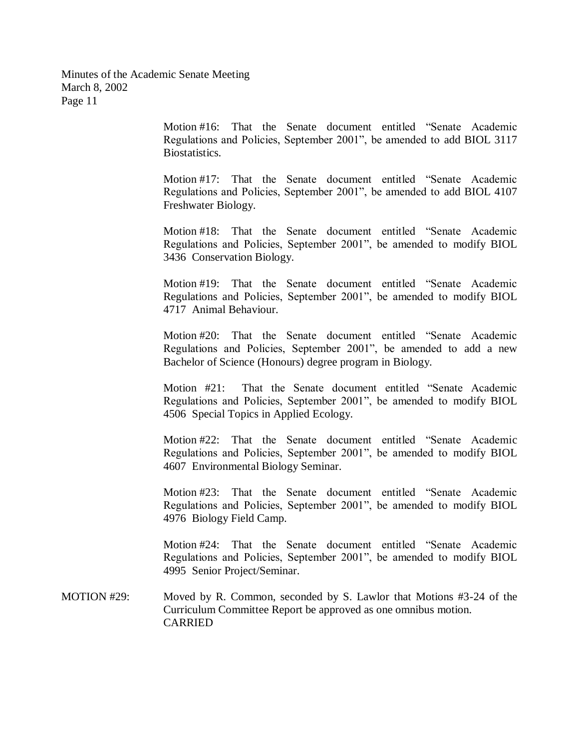Motion #16: That the Senate document entitled "Senate Academic Regulations and Policies, September 2001", be amended to add BIOL 3117 Biostatistics.

Motion #17: That the Senate document entitled "Senate Academic Regulations and Policies, September 2001", be amended to add BIOL 4107 Freshwater Biology.

Motion #18: That the Senate document entitled "Senate Academic Regulations and Policies, September 2001", be amended to modify BIOL 3436 Conservation Biology.

Motion #19: That the Senate document entitled "Senate Academic Regulations and Policies, September 2001", be amended to modify BIOL 4717 Animal Behaviour.

Motion #20: That the Senate document entitled "Senate Academic Regulations and Policies, September 2001", be amended to add a new Bachelor of Science (Honours) degree program in Biology.

Motion #21: That the Senate document entitled "Senate Academic Regulations and Policies, September 2001", be amended to modify BIOL 4506 Special Topics in Applied Ecology.

Motion #22: That the Senate document entitled "Senate Academic Regulations and Policies, September 2001", be amended to modify BIOL 4607 Environmental Biology Seminar.

Motion #23: That the Senate document entitled "Senate Academic Regulations and Policies, September 2001", be amended to modify BIOL 4976 Biology Field Camp.

Motion #24: That the Senate document entitled "Senate Academic Regulations and Policies, September 2001", be amended to modify BIOL 4995 Senior Project/Seminar.

MOTION #29: Moved by R. Common, seconded by S. Lawlor that Motions #3-24 of the Curriculum Committee Report be approved as one omnibus motion.
CARRIED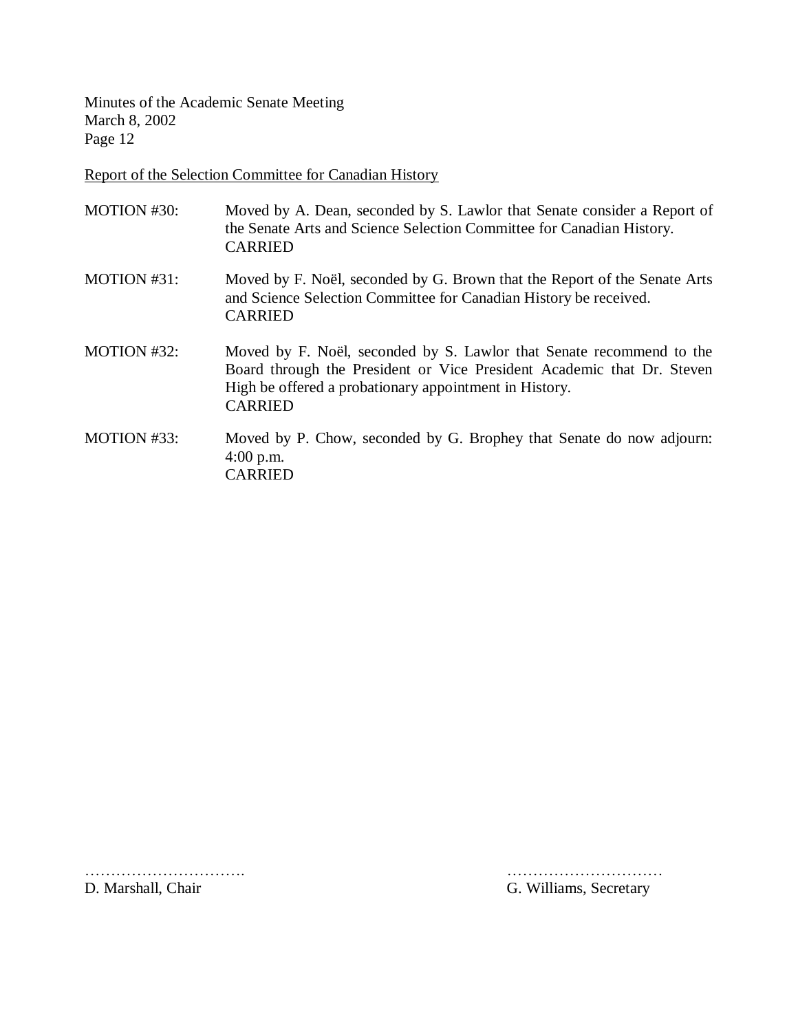Report of the Selection Committee for Canadian History

MOTION #30: Moved by A. Dean, seconded by S. Lawlor that Senate consider a Report of the Senate Arts and Science Selection Committee for Canadian History.
CARRIED

MOTION #31: Moved by F. Noël, seconded by G. Brown that the Report of the Senate Arts and Science Selection Committee for Canadian History be received.
CARRIED

MOTION #32: Moved by F. Noël, seconded by S. Lawlor that Senate recommend to the Board through the President or Vice President Academic that Dr. Steven High be offered a probationary appointment in History.
CARRIED

MOTION #33: Moved by P. Chow, seconded by G. Brophey that Senate do now adjourn: 4:00 p.m.
CARRIED

…………………………. 
D. Marshall, Chair

………………………… 
G. Williams, Secretary